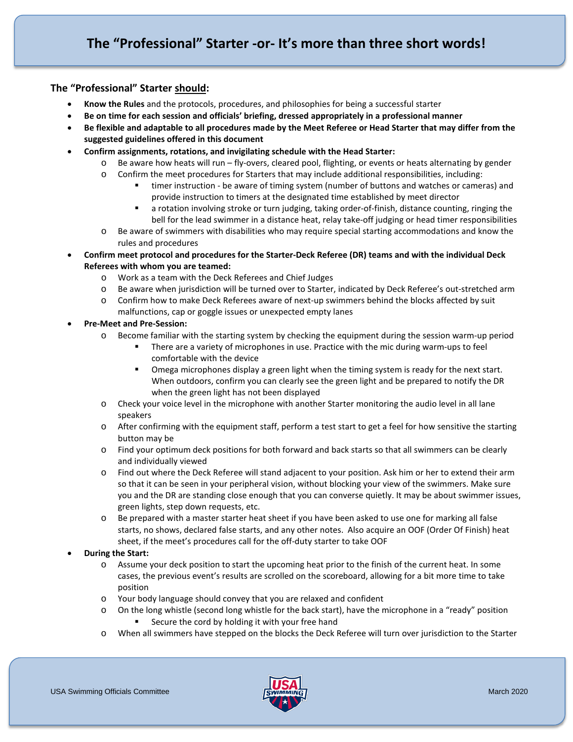# The "Professional" Starter -or- It's more than three short words!

### The "Professional" Starter <u>should</u>:

- **Know the Rules** and the protocols, procedures, and philosophies for being a successful starter
- **Be on time for each session and officials' briefing, dressed appropriately in a professional manner**
- **Be flexible and adaptable to all procedures made by the Meet Referee or Head Starter that may differ from the suggested guidelines offered in this document**
- **Confirm assignments, rotations, and invigilating schedule with the Head Starter:**
    - Be aware how heats will run – fly-overs, cleared pool, flighting, or events or heats alternating by gender
    - Confirm the meet procedures for Starters that may include additional responsibilities, including:
        - timer instruction - be aware of timing system (number of buttons and watches or cameras) and provide instruction to timers at the designated time established by meet director
        - a rotation involving stroke or turn judging, taking order-of-finish, distance counting, ringing the bell for the lead swimmer in a distance heat, relay take-off judging or head timer responsibilities
    - Be aware of swimmers with disabilities who may require special starting accommodations and know the rules and procedures
- **Confirm meet protocol and procedures for the Starter-Deck Referee (DR) teams and with the individual Deck Referees with whom you are teamed:**
    - Work as a team with the Deck Referees and Chief Judges
    - Be aware when jurisdiction will be turned over to Starter, indicated by Deck Referee's out-stretched arm
    - Confirm how to make Deck Referees aware of next-up swimmers behind the blocks affected by suit malfunctions, cap or goggle issues or unexpected empty lanes
- **Pre-Meet and Pre-Session:**
    - Become familiar with the starting system by checking the equipment during the session warm-up period
        - There are a variety of microphones in use. Practice with the mic during warm-ups to feel comfortable with the device
        - Omega microphones display a green light when the timing system is ready for the next start. When outdoors, confirm you can clearly see the green light and be prepared to notify the DR when the green light has not been displayed
    - Check your voice level in the microphone with another Starter monitoring the audio level in all lane speakers
    - After confirming with the equipment staff, perform a test start to get a feel for how sensitive the starting button may be
    - Find your optimum deck positions for both forward and back starts so that all swimmers can be clearly and individually viewed
    - Find out where the Deck Referee will stand adjacent to your position. Ask him or her to extend their arm so that it can be seen in your peripheral vision, without blocking your view of the swimmers. Make sure you and the DR are standing close enough that you can converse quietly. It may be about swimmer issues, green lights, step down requests, etc.
    - Be prepared with a master starter heat sheet if you have been asked to use one for marking all false starts, no shows, declared false starts, and any other notes. Also acquire an OOF (Order Of Finish) heat sheet, if the meet's procedures call for the off-duty starter to take OOF
- **During the Start:**
    - Assume your deck position to start the upcoming heat prior to the finish of the current heat. In some cases, the previous event's results are scrolled on the scoreboard, allowing for a bit more time to take position
    - Your body language should convey that you are relaxed and confident
    - On the long whistle (second long whistle for the back start), have the microphone in a "ready" position
        - Secure the cord by holding it with your free hand
    - When all swimmers have stepped on the blocks the Deck Referee will turn over jurisdiction to the Starter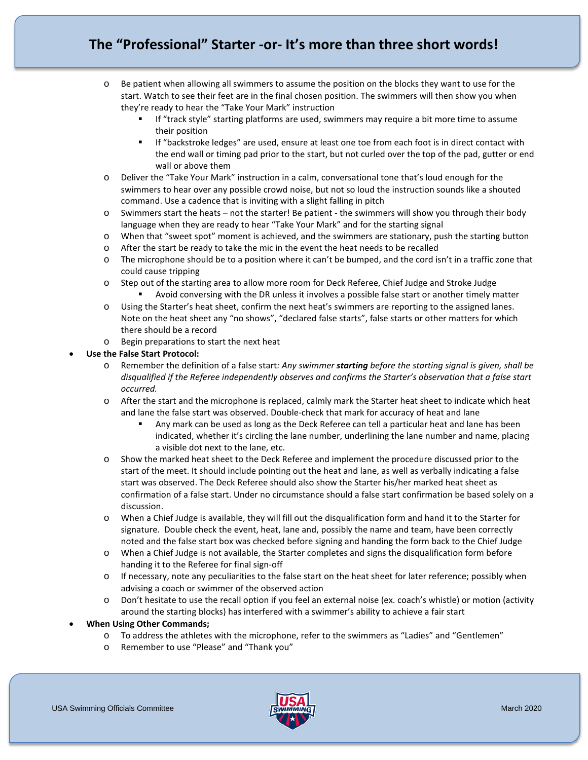- Be patient when allowing all swimmers to assume the position on the blocks they want to use for the start. Watch to see their feet are in the final chosen position. The swimmers will then show you when they're ready to hear the "Take Your Mark" instruction
  - If "track style" starting platforms are used, swimmers may require a bit more time to assume their position
  - If "backstroke ledges" are used, ensure at least one toe from each foot is in direct contact with the end wall or timing pad prior to the start, but not curled over the top of the pad, gutter or end wall or above them
- Deliver the "Take Your Mark" instruction in a calm, conversational tone that's loud enough for the swimmers to hear over any possible crowd noise, but not so loud the instruction sounds like a shouted command. Use a cadence that is inviting with a slight falling in pitch
- Swimmers start the heats – not the starter! Be patient - the swimmers will show you through their body language when they are ready to hear "Take Your Mark" and for the starting signal
- When that "sweet spot" moment is achieved, and the swimmers are stationary, push the starting button
- After the start be ready to take the mic in the event the heat needs to be recalled
- The microphone should be to a position where it can't be bumped, and the cord isn't in a traffic zone that could cause tripping
- Step out of the starting area to allow more room for Deck Referee, Chief Judge and Stroke Judge
  - Avoid conversing with the DR unless it involves a possible false start or another timely matter
- Using the Starter's heat sheet, confirm the next heat's swimmers are reporting to the assigned lanes. Note on the heat sheet any "no shows", "declared false starts", false starts or other matters for which there should be a record
- Begin preparations to start the next heat

- **Use the False Start Protocol:**
  - Remember the definition of a false start*: Any swimmer **starting** before the starting signal is given, shall be disqualified if the Referee independently observes and confirms the Starter's observation that a false start occurred.*
  - After the start and the microphone is replaced, calmly mark the Starter heat sheet to indicate which heat and lane the false start was observed. Double-check that mark for accuracy of heat and lane
    - Any mark can be used as long as the Deck Referee can tell a particular heat and lane has been indicated, whether it's circling the lane number, underlining the lane number and name, placing a visible dot next to the lane, etc.
  - Show the marked heat sheet to the Deck Referee and implement the procedure discussed prior to the start of the meet. It should include pointing out the heat and lane, as well as verbally indicating a false start was observed. The Deck Referee should also show the Starter his/her marked heat sheet as confirmation of a false start. Under no circumstance should a false start confirmation be based solely on a discussion.
  - When a Chief Judge is available, they will fill out the disqualification form and hand it to the Starter for signature. Double check the event, heat, lane and, possibly the name and team, have been correctly noted and the false start box was checked before signing and handing the form back to the Chief Judge
  - When a Chief Judge is not available, the Starter completes and signs the disqualification form before handing it to the Referee for final sign-off
  - If necessary, note any peculiarities to the false start on the heat sheet for later reference; possibly when advising a coach or swimmer of the observed action
  - Don't hesitate to use the recall option if you feel an external noise (ex. coach's whistle) or motion (activity around the starting blocks) has interfered with a swimmer's ability to achieve a fair start

- **When Using Other Commands;**
  - To address the athletes with the microphone, refer to the swimmers as "Ladies" and "Gentlemen"
  - Remember to use "Please" and "Thank you"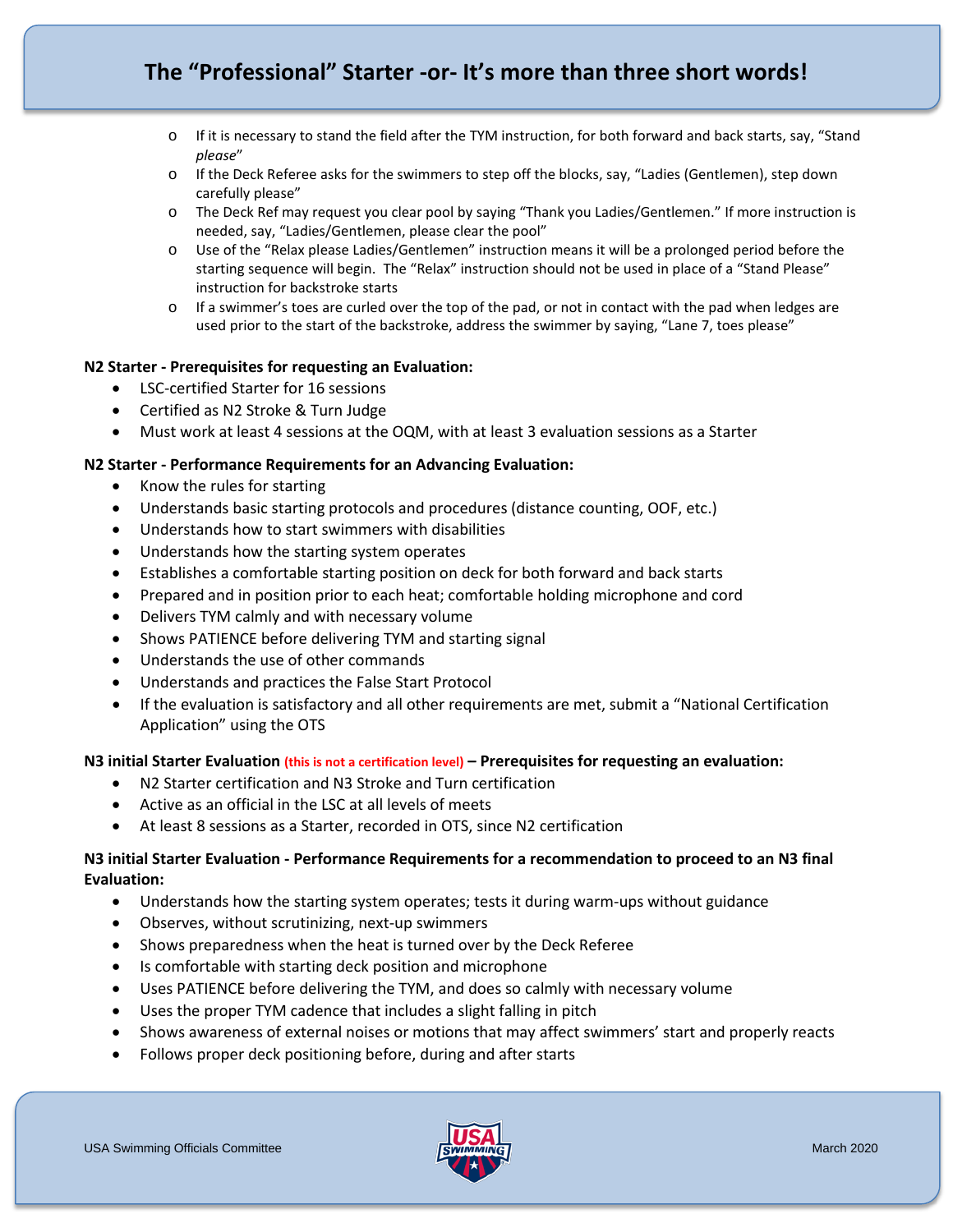- If it is necessary to stand the field after the TYM instruction, for both forward and back starts, say, "Stand *please*"
- If the Deck Referee asks for the swimmers to step off the blocks, say, "Ladies (Gentlemen), step down carefully please"
- The Deck Ref may request you clear pool by saying "Thank you Ladies/Gentlemen." If more instruction is needed, say, "Ladies/Gentlemen, please clear the pool"
- Use of the "Relax please Ladies/Gentlemen" instruction means it will be a prolonged period before the starting sequence will begin. The "Relax" instruction should not be used in place of a "Stand Please" instruction for backstroke starts
- If a swimmer's toes are curled over the top of the pad, or not in contact with the pad when ledges are used prior to the start of the backstroke, address the swimmer by saying, "Lane 7, toes please"

**N2 Starter - Prerequisites for requesting an Evaluation:**

- LSC-certified Starter for 16 sessions
- Certified as N2 Stroke & Turn Judge
- Must work at least 4 sessions at the OQM, with at least 3 evaluation sessions as a Starter

**N2 Starter - Performance Requirements for an Advancing Evaluation:**

- Know the rules for starting
- Understands basic starting protocols and procedures (distance counting, OOF, etc.)
- Understands how to start swimmers with disabilities
- Understands how the starting system operates
- Establishes a comfortable starting position on deck for both forward and back starts
- Prepared and in position prior to each heat; comfortable holding microphone and cord
- Delivers TYM calmly and with necessary volume
- Shows PATIENCE before delivering TYM and starting signal
- Understands the use of other commands
- Understands and practices the False Start Protocol
- If the evaluation is satisfactory and all other requirements are met, submit a "National Certification Application" using the OTS

**N3 initial Starter Evaluation (this is not a certification level) – Prerequisites for requesting an evaluation:**

- N2 Starter certification and N3 Stroke and Turn certification
- Active as an official in the LSC at all levels of meets
- At least 8 sessions as a Starter, recorded in OTS, since N2 certification

**N3 initial Starter Evaluation - Performance Requirements for a recommendation to proceed to an N3 final Evaluation:**

- Understands how the starting system operates; tests it during warm-ups without guidance
- Observes, without scrutinizing, next-up swimmers
- Shows preparedness when the heat is turned over by the Deck Referee
- Is comfortable with starting deck position and microphone
- Uses PATIENCE before delivering the TYM, and does so calmly with necessary volume
- Uses the proper TYM cadence that includes a slight falling in pitch
- Shows awareness of external noises or motions that may affect swimmers' start and properly reacts
- Follows proper deck positioning before, during and after starts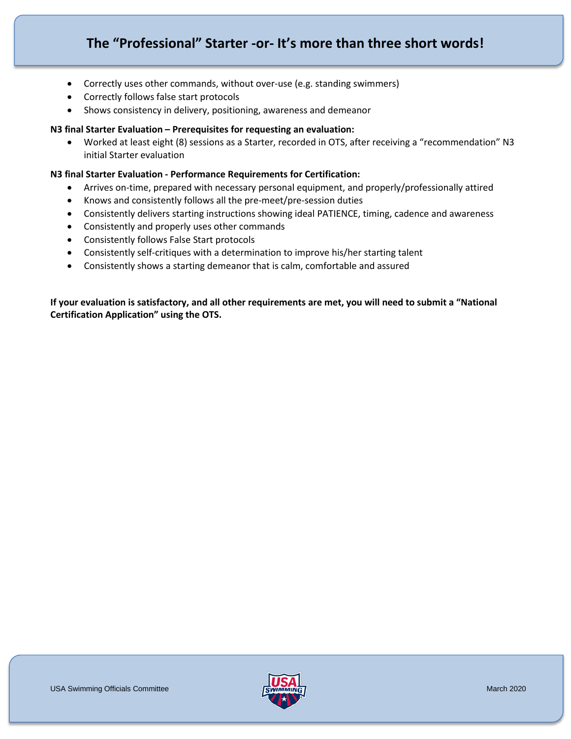- Correctly uses other commands, without over-use (e.g. standing swimmers)
- Correctly follows false start protocols
- Shows consistency in delivery, positioning, awareness and demeanor

**N3 final Starter Evaluation – Prerequisites for requesting an evaluation:**

- Worked at least eight (8) sessions as a Starter, recorded in OTS, after receiving a "recommendation" N3 initial Starter evaluation

**N3 final Starter Evaluation - Performance Requirements for Certification:**

- Arrives on-time, prepared with necessary personal equipment, and properly/professionally attired
- Knows and consistently follows all the pre-meet/pre-session duties
- Consistently delivers starting instructions showing ideal PATIENCE, timing, cadence and awareness
- Consistently and properly uses other commands
- Consistently follows False Start protocols
- Consistently self-critiques with a determination to improve his/her starting talent
- Consistently shows a starting demeanor that is calm, comfortable and assured

**If your evaluation is satisfactory, and all other requirements are met, you will need to submit a "National Certification Application" using the OTS.**